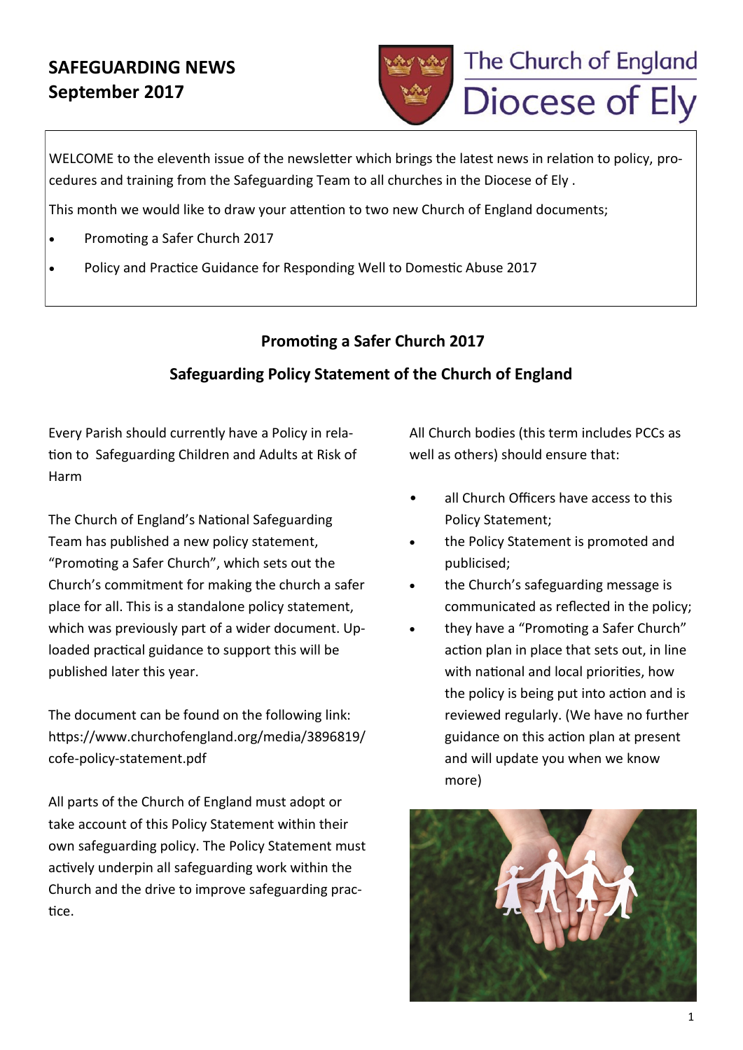# SAFEGUARDING NEWS
## September 2017

The Church of England
Diocese of Ely

WELCOME to the eleventh issue of the newsletter which brings the latest news in relation to policy, procedures and training from the Safeguarding Team to all churches in the Diocese of Ely .

This month we would like to draw your attention to two new Church of England documents;

- Promoting a Safer Church 2017
- Policy and Practice Guidance for Responding Well to Domestic Abuse 2017

## Promoting a Safer Church 2017

## Safeguarding Policy Statement of the Church of England

Every Parish should currently have a Policy in relation to Safeguarding Children and Adults at Risk of Harm

The Church of England's National Safeguarding Team has published a new policy statement, "Promoting a Safer Church", which sets out the Church's commitment for making the church a safer place for all. This is a standalone policy statement, which was previously part of a wider document. Uploaded practical guidance to support this will be published later this year.

The document can be found on the following link: https://www.churchofengland.org/media/3896819/cofe-policy-statement.pdf

All parts of the Church of England must adopt or take account of this Policy Statement within their own safeguarding policy. The Policy Statement must actively underpin all safeguarding work within the Church and the drive to improve safeguarding practice.

All Church bodies (this term includes PCCs as well as others) should ensure that:

- all Church Officers have access to this Policy Statement;
- the Policy Statement is promoted and publicised;
- the Church's safeguarding message is communicated as reflected in the policy;
- they have a "Promoting a Safer Church" action plan in place that sets out, in line with national and local priorities, how the policy is being put into action and is reviewed regularly. (We have no further guidance on this action plan at present and will update you when we know more)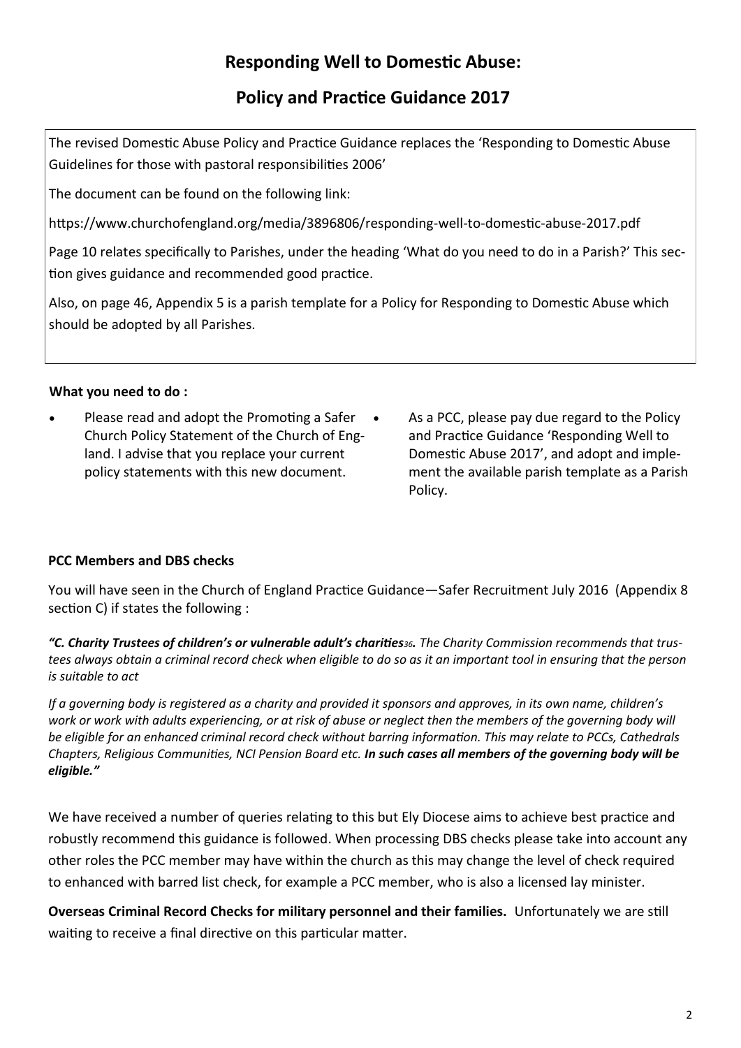# Responding Well to Domestic Abuse:

# Policy and Practice Guidance 2017

The revised Domestic Abuse Policy and Practice Guidance replaces the 'Responding to Domestic Abuse Guidelines for those with pastoral responsibilities 2006'

The document can be found on the following link:

https://www.churchofengland.org/media/3896806/responding-well-to-domestic-abuse-2017.pdf

Page 10 relates specifically to Parishes, under the heading 'What do you need to do in a Parish?' This section gives guidance and recommended good practice.

Also, on page 46, Appendix 5 is a parish template for a Policy for Responding to Domestic Abuse which should be adopted by all Parishes.

**What you need to do :**

- Please read and adopt the Promoting a Safer Church Policy Statement of the Church of England. I advise that you replace your current policy statements with this new document.
- As a PCC, please pay due regard to the Policy and Practice Guidance 'Responding Well to Domestic Abuse 2017', and adopt and implement the available parish template as a Parish Policy.

**PCC Members and DBS checks**

You will have seen in the Church of England Practice Guidance—Safer Recruitment July 2016 (Appendix 8 section C) if states the following :

***"C. Charity Trustees of children's or vulnerable adult's charities*[36]*.*** *The Charity Commission recommends that trustees always obtain a criminal record check when eligible to do so as it an important tool in ensuring that the person is suitable to act*

*If a governing body is registered as a charity and provided it sponsors and approves, in its own name, children's work or work with adults experiencing, or at risk of abuse or neglect then the members of the governing body will be eligible for an enhanced criminal record check without barring information. This may relate to PCCs, Cathedrals Chapters, Religious Communities, NCI Pension Board etc.* ***In such cases all members of the governing body will be eligible."***

We have received a number of queries relating to this but Ely Diocese aims to achieve best practice and robustly recommend this guidance is followed. When processing DBS checks please take into account any other roles the PCC member may have within the church as this may change the level of check required to enhanced with barred list check, for example a PCC member, who is also a licensed lay minister.

**Overseas Criminal Record Checks for military personnel and their families.** Unfortunately we are still waiting to receive a final directive on this particular matter.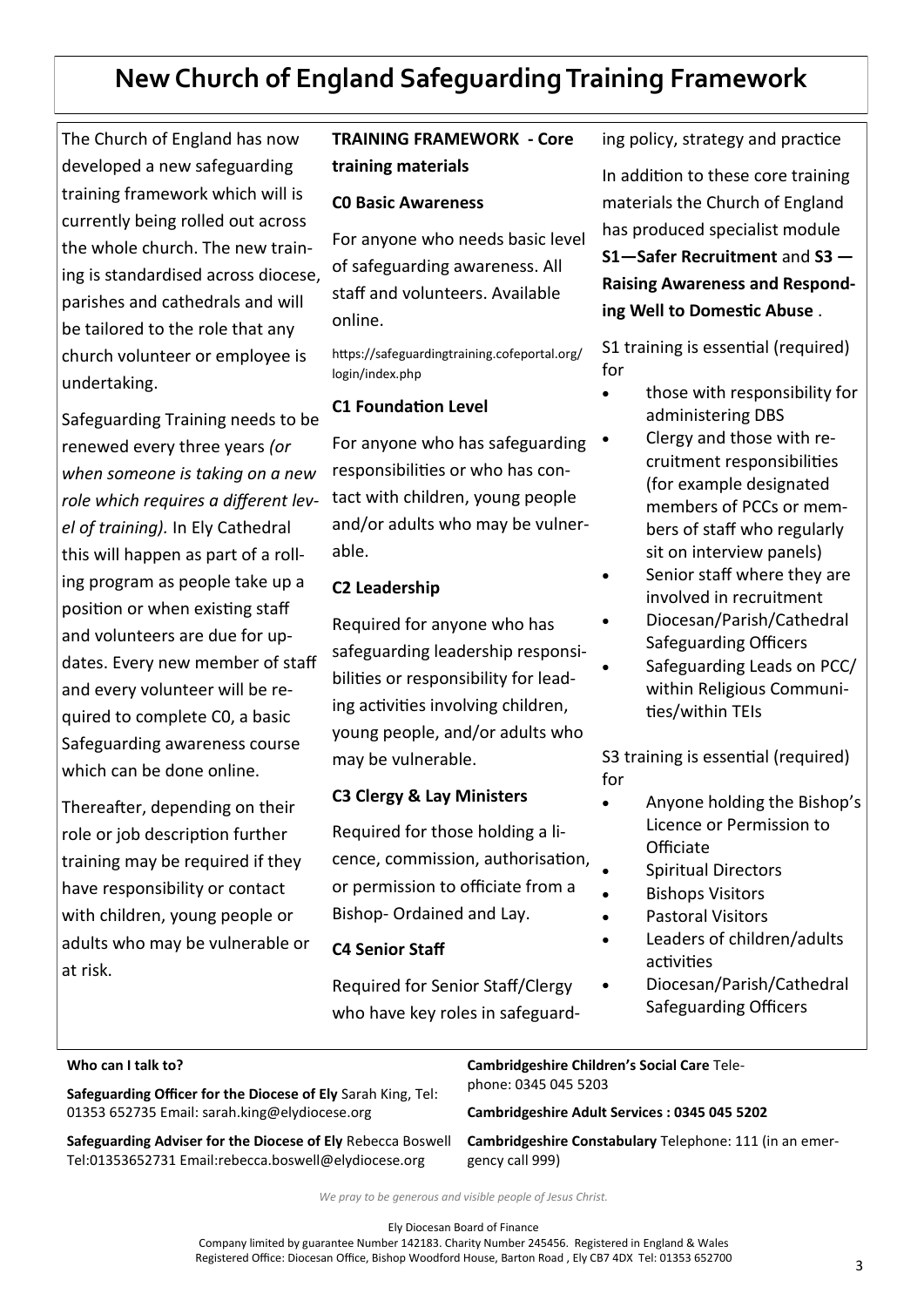# New Church of England Safeguarding Training Framework

The Church of England has now developed a new safeguarding training framework which will is currently being rolled out across the whole church. The new training is standardised across diocese, parishes and cathedrals and will be tailored to the role that any church volunteer or employee is undertaking.

Safeguarding Training needs to be renewed every three years *(or when someone is taking on a new role which requires a different level of training).* In Ely Cathedral this will happen as part of a rolling program as people take up a position or when existing staff and volunteers are due for updates. Every new member of staff and every volunteer will be required to complete C0, a basic Safeguarding awareness course which can be done online.

Thereafter, depending on their role or job description further training may be required if they have responsibility or contact with children, young people or adults who may be vulnerable or at risk.

**TRAINING FRAMEWORK - Core training materials**

**C0 Basic Awareness**

For anyone who needs basic level of safeguarding awareness. All staff and volunteers. Available online.

https://safeguardingtraining.cofeportal.org/login/index.php

**C1 Foundation Level**

For anyone who has safeguarding responsibilities or who has contact with children, young people and/or adults who may be vulnerable.

**C2 Leadership**

Required for anyone who has safeguarding leadership responsibilities or responsibility for leading activities involving children, young people, and/or adults who may be vulnerable.

**C3 Clergy & Lay Ministers**

Required for those holding a licence, commission, authorisation, or permission to officiate from a Bishop- Ordained and Lay.

**C4 Senior Staff**

Required for Senior Staff/Clergy who have key roles in safeguarding policy, strategy and practice

In addition to these core training materials the Church of England has produced specialist module **S1—Safer Recruitment** and **S3 — Raising Awareness and Responding Well to Domestic Abuse** .

S1 training is essential (required) for

- those with responsibility for administering DBS
- Clergy and those with recruitment responsibilities (for example designated members of PCCs or members of staff who regularly sit on interview panels)
- Senior staff where they are involved in recruitment
- Diocesan/Parish/Cathedral Safeguarding Officers
- Safeguarding Leads on PCC/ within Religious Communities/within TEIs

S3 training is essential (required) for

- Anyone holding the Bishop's Licence or Permission to Officiate
- Spiritual Directors
- Bishops Visitors
- Pastoral Visitors
- Leaders of children/adults activities
- Diocesan/Parish/Cathedral Safeguarding Officers

**Who can I talk to?**

**Safeguarding Officer for the Diocese of Ely** Sarah King, Tel: 01353 652735 Email: sarah.king@elydiocese.org

**Safeguarding Adviser for the Diocese of Ely** Rebecca Boswell Tel:01353652731 Email:rebecca.boswell@elydiocese.org

**Cambridgeshire Children's Social Care** Telephone: 0345 045 5203

**Cambridgeshire Adult Services : 0345 045 5202**

**Cambridgeshire Constabulary** Telephone: 111 (in an emergency call 999)

*We pray to be generous and visible people of Jesus Christ.*

Ely Diocesan Board of Finance
Company limited by guarantee Number 142183. Charity Number 245456. Registered in England & Wales
Registered Office: Diocesan Office, Bishop Woodford House, Barton Road , Ely CB7 4DX Tel: 01353 652700